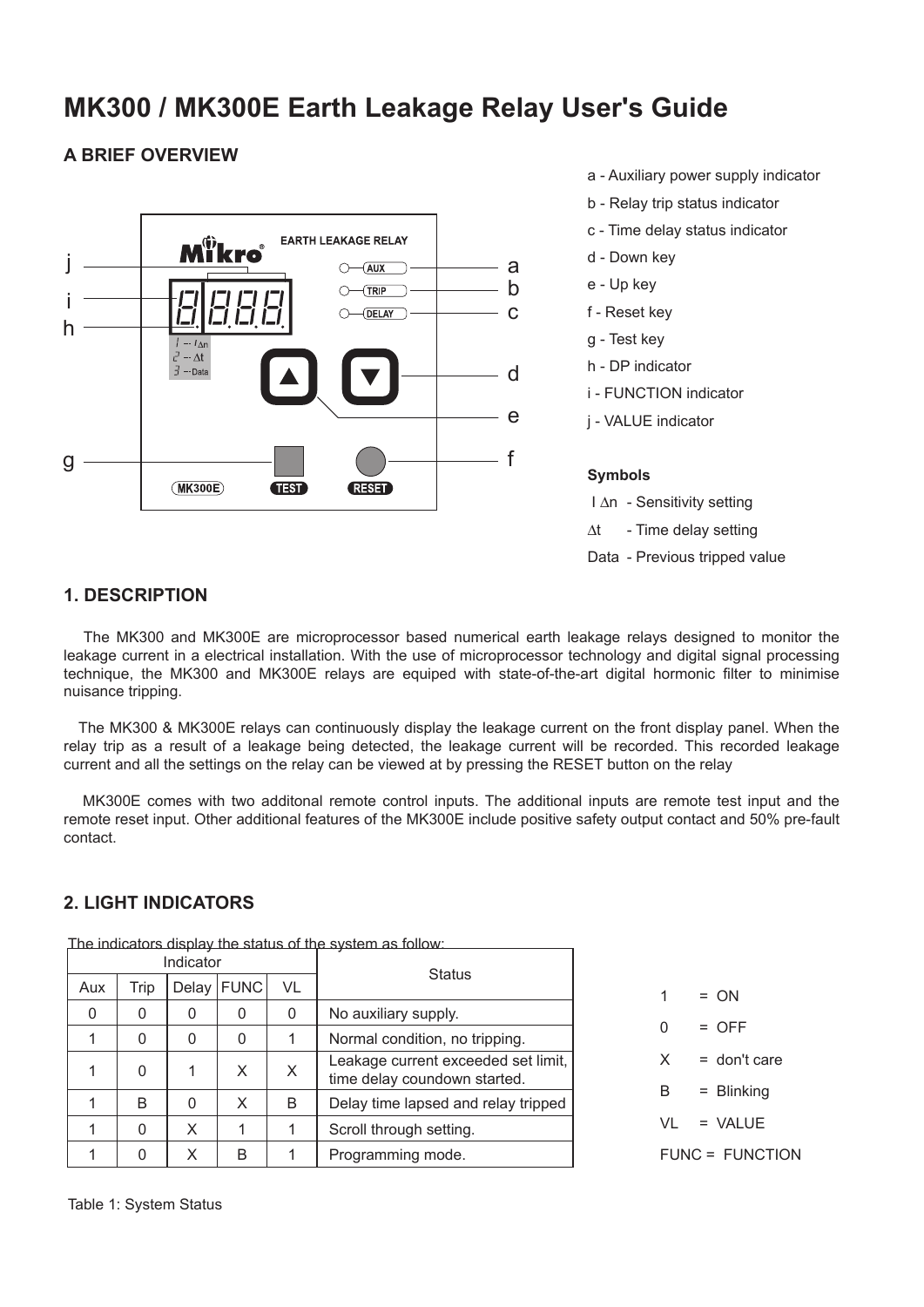# MK300 / MK300E Earth Leakage Relay User's Guide

## A BRIEF OVERVIEW

a - Auxiliary power supply indicator

b - Relay trip status indicator

c - Time delay status indicator

d - Down key

e - Up key

f - Reset key

g - Test key

h - DP indicator

i - FUNCTION indicator

j - VALUE indicator

**Symbols**

I Δn - Sensitivity setting

Δt - Time delay setting

Data - Previous tripped value

## 1. DESCRIPTION

The MK300 and MK300E are microprocessor based numerical earth leakage relays designed to monitor the leakage current in a electrical installation. With the use of microprocessor technology and digital signal processing technique, the MK300 and MK300E relays are equiped with state-of-the-art digital hormonic filter to minimise nuisance tripping.

The MK300 & MK300E relays can continuously display the leakage current on the front display panel. When the relay trip as a result of a leakage being detected, the leakage current will be recorded. This recorded leakage current and all the settings on the relay can be viewed at by pressing the RESET button on the relay

MK300E comes with two additonal remote control inputs. The additional inputs are remote test input and the remote reset input. Other additional features of the MK300E include positive safety output contact and 50% pre-fault contact.

## 2. LIGHT INDICATORS

The indicators display the status of the system as follow:

| Indicator | | | | | Status |
|---|---|---|---|---|---|
| Aux | Trip | Delay | FUNC | VL | |
| 0 | 0 | 0 | 0 | 0 | No auxiliary supply. |
| 1 | 0 | 0 | 0 | 1 | Normal condition, no tripping. |
| 1 | 0 | 1 | X | X | Leakage current exceeded set limit, time delay coundown started. |
| 1 | B | 0 | X | B | Delay time lapsed and relay tripped |
| 1 | 0 | X | 1 | 1 | Scroll through setting. |
| 1 | 0 | X | B | 1 | Programming mode. |

1 = ON

0 = OFF

X = don't care

B = Blinking

VL = VALUE

FUNC = FUNCTION

Table 1: System Status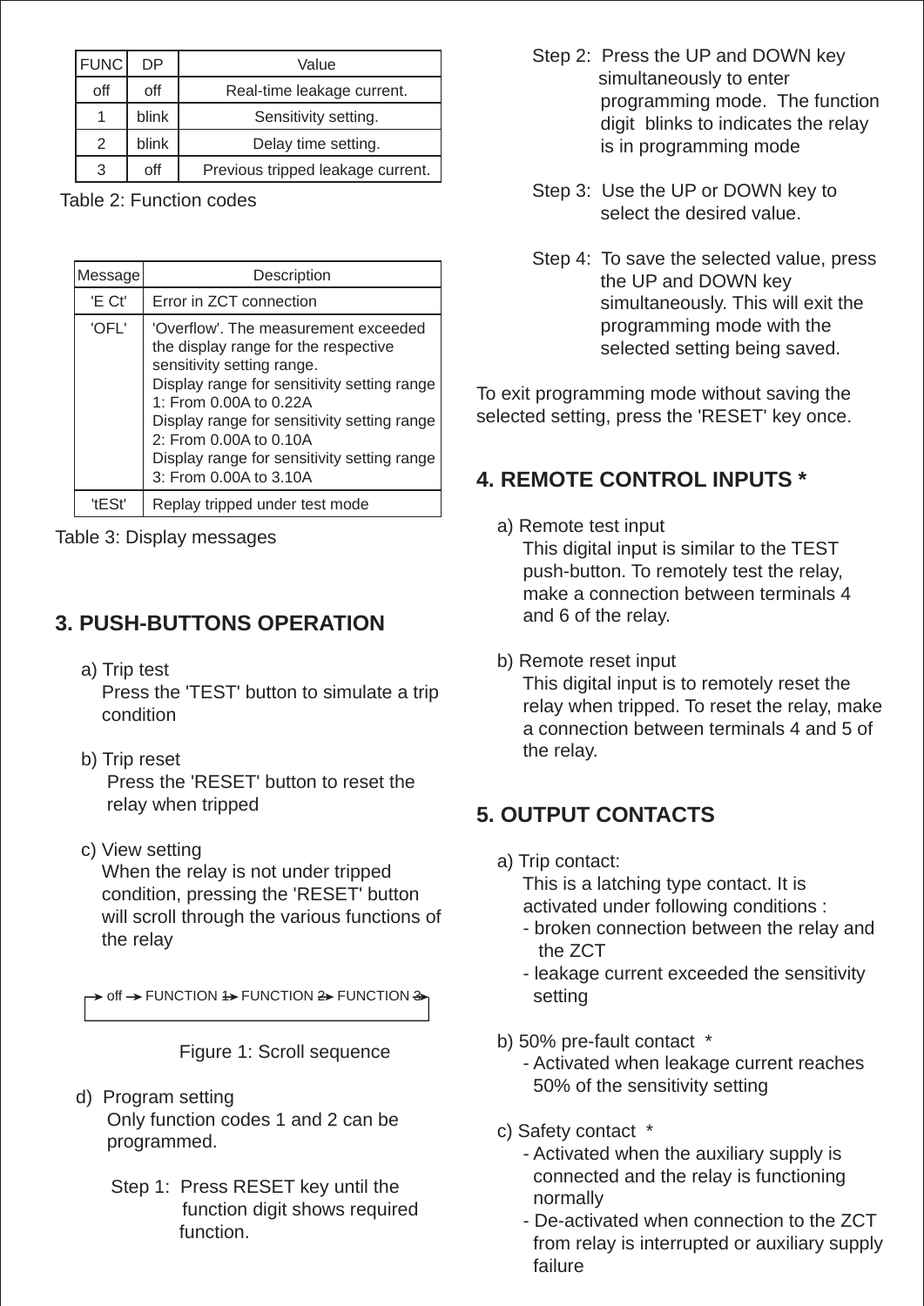| FUNC | DP | Value |
|---|---|---|
| off | off | Real-time leakage current. |
| 1 | blink | Sensitivity setting. |
| 2 | blink | Delay time setting. |
| 3 | off | Previous tripped leakage current. |

Table 2: Function codes

| Message | Description |
|---|---|
| 'E Ct' | Error in ZCT connection |
| 'OFL' | 'Overflow'. The measurement exceeded the display range for the respective sensitivity setting range. Display range for sensitivity setting range 1: From 0.00A to 0.22A Display range for sensitivity setting range 2: From 0.00A to 0.10A Display range for sensitivity setting range 3: From 0.00A to 3.10A |
| 'tESt' | Replay tripped under test mode |

Table 3: Display messages

## 3. PUSH-BUTTONS OPERATION

a) Trip test
Press the 'TEST' button to simulate a trip condition

b) Trip reset
Press the 'RESET' button to reset the relay when tripped

c) View setting
When the relay is not under tripped condition, pressing the 'RESET' button will scroll through the various functions of the relay

→ off → FUNCTION 1 → FUNCTION 2 → FUNCTION 3 →

Figure 1: Scroll sequence

d) Program setting
Only function codes 1 and 2 can be programmed.

Step 1: Press RESET key until the function digit shows required function.

Step 2: Press the UP and DOWN key simultaneously to enter programming mode. The function digit blinks to indicates the relay is in programming mode

Step 3: Use the UP or DOWN key to select the desired value.

Step 4: To save the selected value, press the UP and DOWN key simultaneously. This will exit the programming mode with the selected setting being saved.

To exit programming mode without saving the selected setting, press the 'RESET' key once.

## 4. REMOTE CONTROL INPUTS *

a) Remote test input
This digital input is similar to the TEST push-button. To remotely test the relay, make a connection between terminals 4 and 6 of the relay.

b) Remote reset input
This digital input is to remotely reset the relay when tripped. To reset the relay, make a connection between terminals 4 and 5 of the relay.

## 5. OUTPUT CONTACTS

a) Trip contact:
This is a latching type contact. It is activated under following conditions :
- broken connection between the relay and the ZCT
- leakage current exceeded the sensitivity setting

b) 50% pre-fault contact *
- Activated when leakage current reaches 50% of the sensitivity setting

c) Safety contact *
- Activated when the auxiliary supply is connected and the relay is functioning normally
- De-activated when connection to the ZCT from relay is interrupted or auxiliary supply failure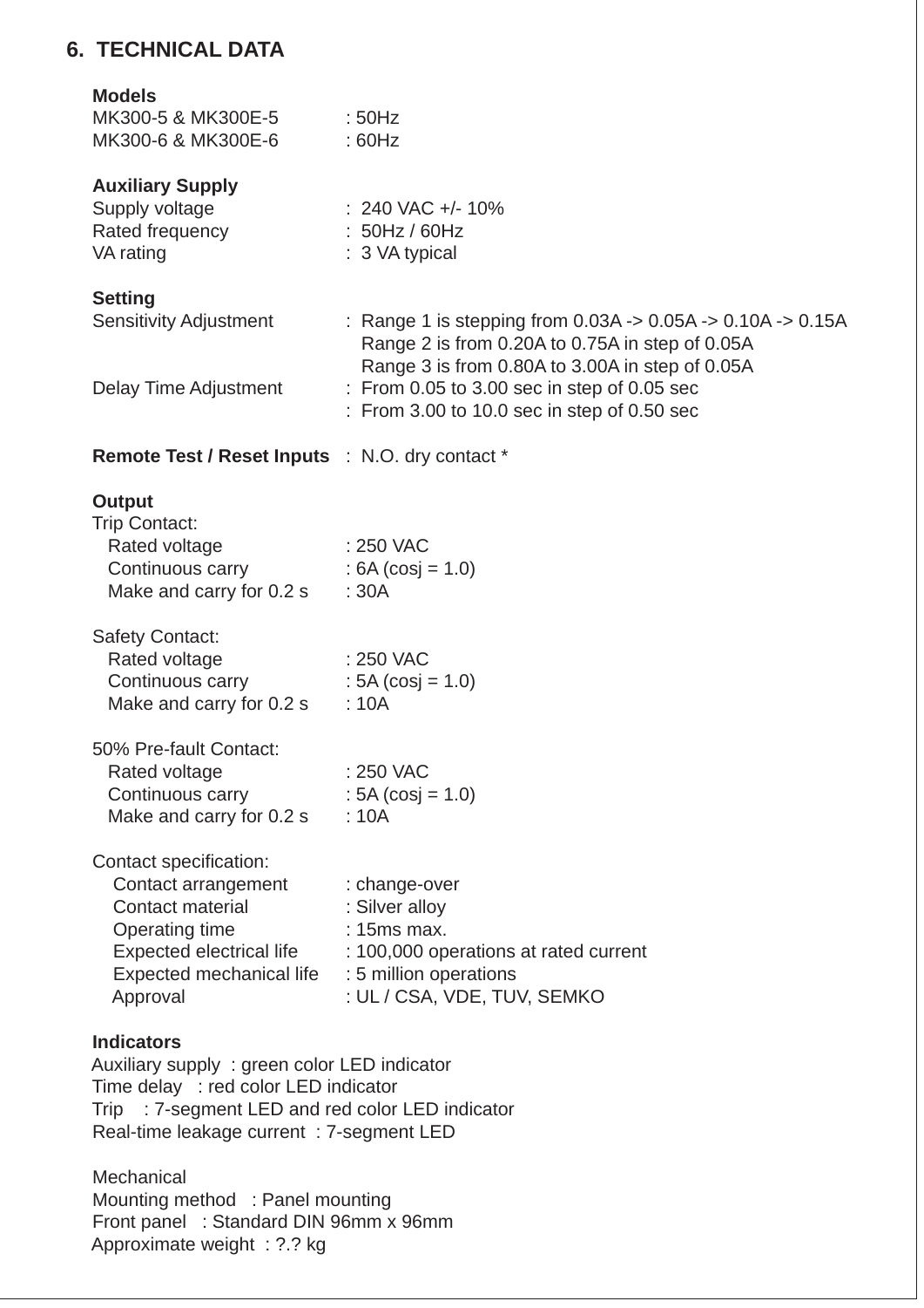## 6. TECHNICAL DATA

**Models**

MK300-5 & MK300E-5 : 50Hz
MK300-6 & MK300E-6 : 60Hz

**Auxiliary Supply**

Supply voltage : 240 VAC +/- 10%
Rated frequency : 50Hz / 60Hz
VA rating : 3 VA typical

**Setting**

Sensitivity Adjustment : Range 1 is stepping from 0.03A -> 0.05A -> 0.10A -> 0.15A
Range 2 is from 0.20A to 0.75A in step of 0.05A
Range 3 is from 0.80A to 3.00A in step of 0.05A
Delay Time Adjustment : From 0.05 to 3.00 sec in step of 0.05 sec
: From 3.00 to 10.0 sec in step of 0.50 sec

**Remote Test / Reset Inputs** : N.O. dry contact *

**Output**

Trip Contact:
Rated voltage : 250 VAC
Continuous carry : 6A (cosj = 1.0)
Make and carry for 0.2 s : 30A

Safety Contact:
Rated voltage : 250 VAC
Continuous carry : 5A (cosj = 1.0)
Make and carry for 0.2 s : 10A

50% Pre-fault Contact:
Rated voltage : 250 VAC
Continuous carry : 5A (cosj = 1.0)
Make and carry for 0.2 s : 10A

Contact specification:
Contact arrangement : change-over
Contact material : Silver alloy
Operating time : 15ms max.
Expected electrical life : 100,000 operations at rated current
Expected mechanical life : 5 million operations
Approval : UL / CSA, VDE, TUV, SEMKO

**Indicators**

Auxiliary supply : green color LED indicator
Time delay : red color LED indicator
Trip : 7-segment LED and red color LED indicator
Real-time leakage current : 7-segment LED

Mechanical
Mounting method : Panel mounting
Front panel : Standard DIN 96mm x 96mm
Approximate weight : ?.? kg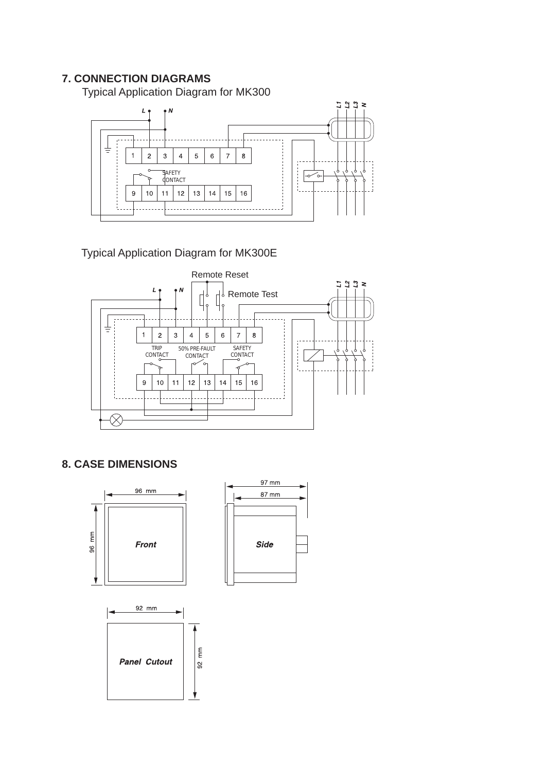## 7. CONNECTION DIAGRAMS

Typical Application Diagram for MK300

L
N
L1
L2
L3
N
1
2
3
4
5
6
7
8
SAFETY
CONTACT
9
10
11
12
13
14
15
16

Typical Application Diagram for MK300E

Remote Reset
Remote Test
L
N
L1
L2
L3
N
1
2
3
4
5
6
7
8
TRIP
CONTACT
50% PRE-FAULT
CONTACT
SAFETY
CONTACT
9
10
11
12
13
14
15
16

## 8. CASE DIMENSIONS

96 mm
96 mm
*Front*

97 mm
87 mm
*Side*

92 mm
92 mm
*Panel Cutout*